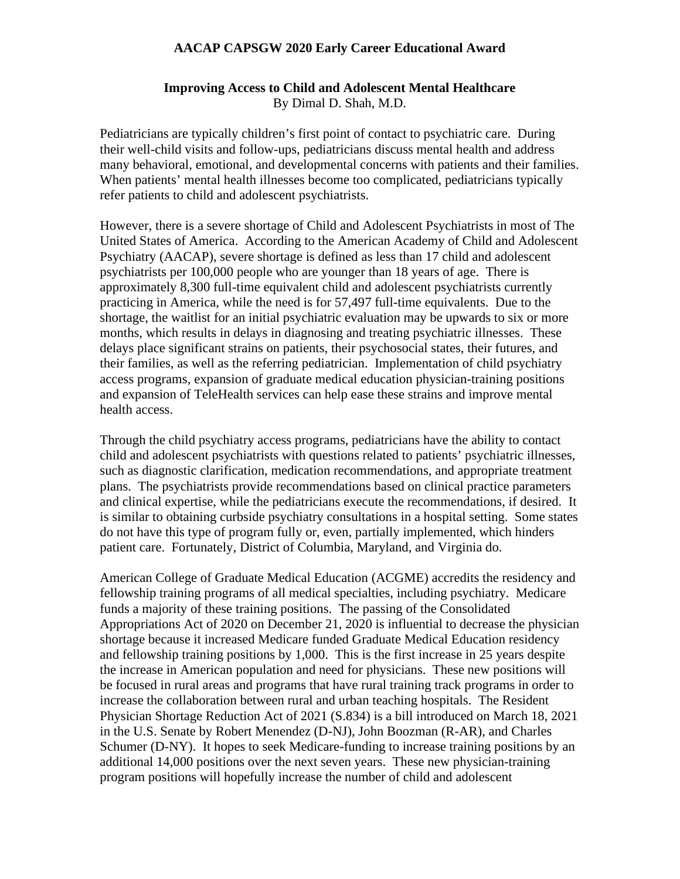**AACAP CAPSGW 2020 Early Career Educational Award**

**Improving Access to Child and Adolescent Mental Healthcare**
By Dimal D. Shah, M.D.

Pediatricians are typically children's first point of contact to psychiatric care. During their well-child visits and follow-ups, pediatricians discuss mental health and address many behavioral, emotional, and developmental concerns with patients and their families. When patients' mental health illnesses become too complicated, pediatricians typically refer patients to child and adolescent psychiatrists.

However, there is a severe shortage of Child and Adolescent Psychiatrists in most of The United States of America. According to the American Academy of Child and Adolescent Psychiatry (AACAP), severe shortage is defined as less than 17 child and adolescent psychiatrists per 100,000 people who are younger than 18 years of age. There is approximately 8,300 full-time equivalent child and adolescent psychiatrists currently practicing in America, while the need is for 57,497 full-time equivalents. Due to the shortage, the waitlist for an initial psychiatric evaluation may be upwards to six or more months, which results in delays in diagnosing and treating psychiatric illnesses. These delays place significant strains on patients, their psychosocial states, their futures, and their families, as well as the referring pediatrician. Implementation of child psychiatry access programs, expansion of graduate medical education physician-training positions and expansion of TeleHealth services can help ease these strains and improve mental health access.

Through the child psychiatry access programs, pediatricians have the ability to contact child and adolescent psychiatrists with questions related to patients' psychiatric illnesses, such as diagnostic clarification, medication recommendations, and appropriate treatment plans. The psychiatrists provide recommendations based on clinical practice parameters and clinical expertise, while the pediatricians execute the recommendations, if desired. It is similar to obtaining curbside psychiatry consultations in a hospital setting. Some states do not have this type of program fully or, even, partially implemented, which hinders patient care. Fortunately, District of Columbia, Maryland, and Virginia do.

American College of Graduate Medical Education (ACGME) accredits the residency and fellowship training programs of all medical specialties, including psychiatry. Medicare funds a majority of these training positions. The passing of the Consolidated Appropriations Act of 2020 on December 21, 2020 is influential to decrease the physician shortage because it increased Medicare funded Graduate Medical Education residency and fellowship training positions by 1,000. This is the first increase in 25 years despite the increase in American population and need for physicians. These new positions will be focused in rural areas and programs that have rural training track programs in order to increase the collaboration between rural and urban teaching hospitals. The Resident Physician Shortage Reduction Act of 2021 (S.834) is a bill introduced on March 18, 2021 in the U.S. Senate by Robert Menendez (D-NJ), John Boozman (R-AR), and Charles Schumer (D-NY). It hopes to seek Medicare-funding to increase training positions by an additional 14,000 positions over the next seven years. These new physician-training program positions will hopefully increase the number of child and adolescent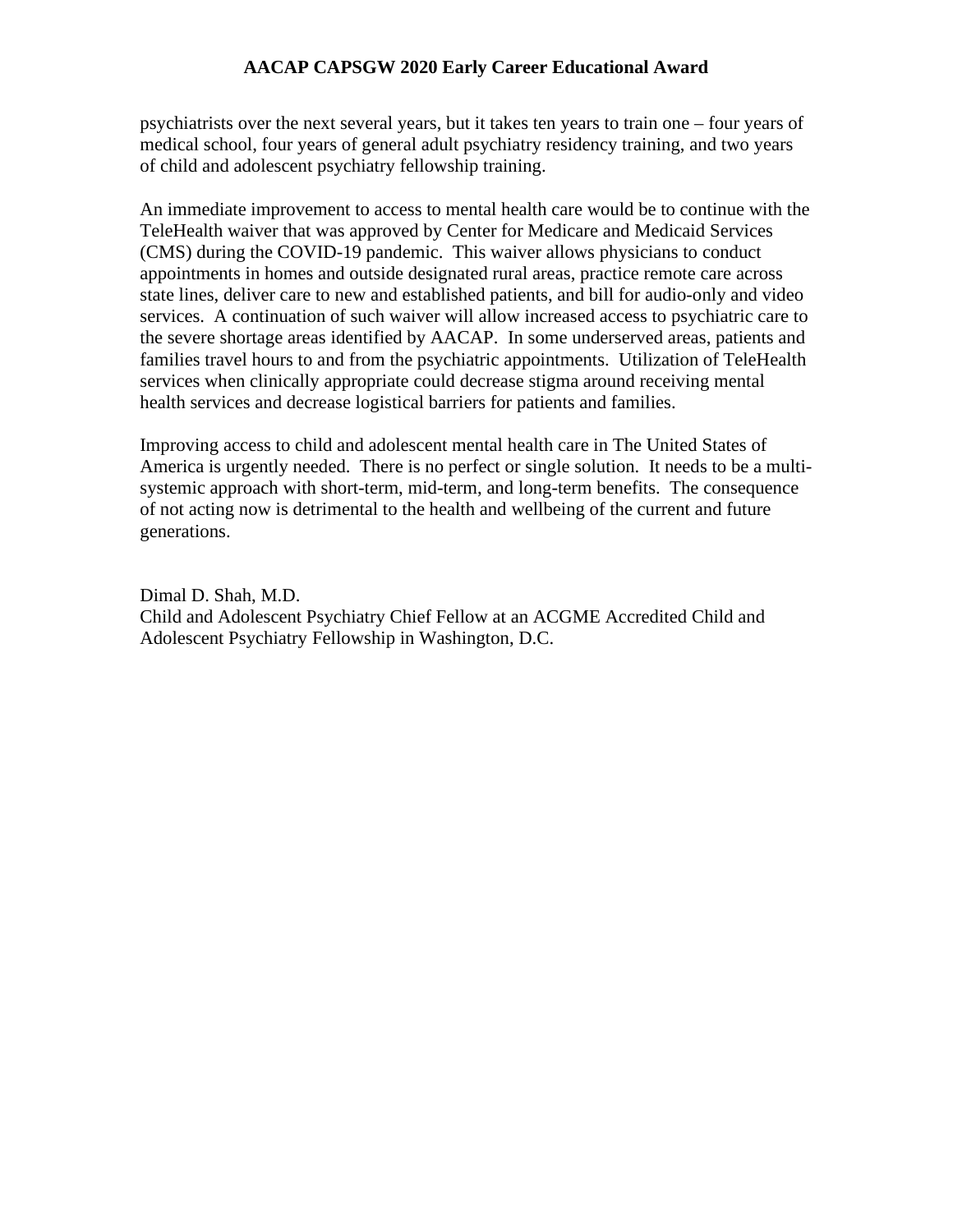psychiatrists over the next several years, but it takes ten years to train one – four years of medical school, four years of general adult psychiatry residency training, and two years of child and adolescent psychiatry fellowship training.

An immediate improvement to access to mental health care would be to continue with the TeleHealth waiver that was approved by Center for Medicare and Medicaid Services (CMS) during the COVID-19 pandemic. This waiver allows physicians to conduct appointments in homes and outside designated rural areas, practice remote care across state lines, deliver care to new and established patients, and bill for audio-only and video services. A continuation of such waiver will allow increased access to psychiatric care to the severe shortage areas identified by AACAP. In some underserved areas, patients and families travel hours to and from the psychiatric appointments. Utilization of TeleHealth services when clinically appropriate could decrease stigma around receiving mental health services and decrease logistical barriers for patients and families.

Improving access to child and adolescent mental health care in The United States of America is urgently needed. There is no perfect or single solution. It needs to be a multi-systemic approach with short-term, mid-term, and long-term benefits. The consequence of not acting now is detrimental to the health and wellbeing of the current and future generations.

Dimal D. Shah, M.D.
Child and Adolescent Psychiatry Chief Fellow at an ACGME Accredited Child and Adolescent Psychiatry Fellowship in Washington, D.C.